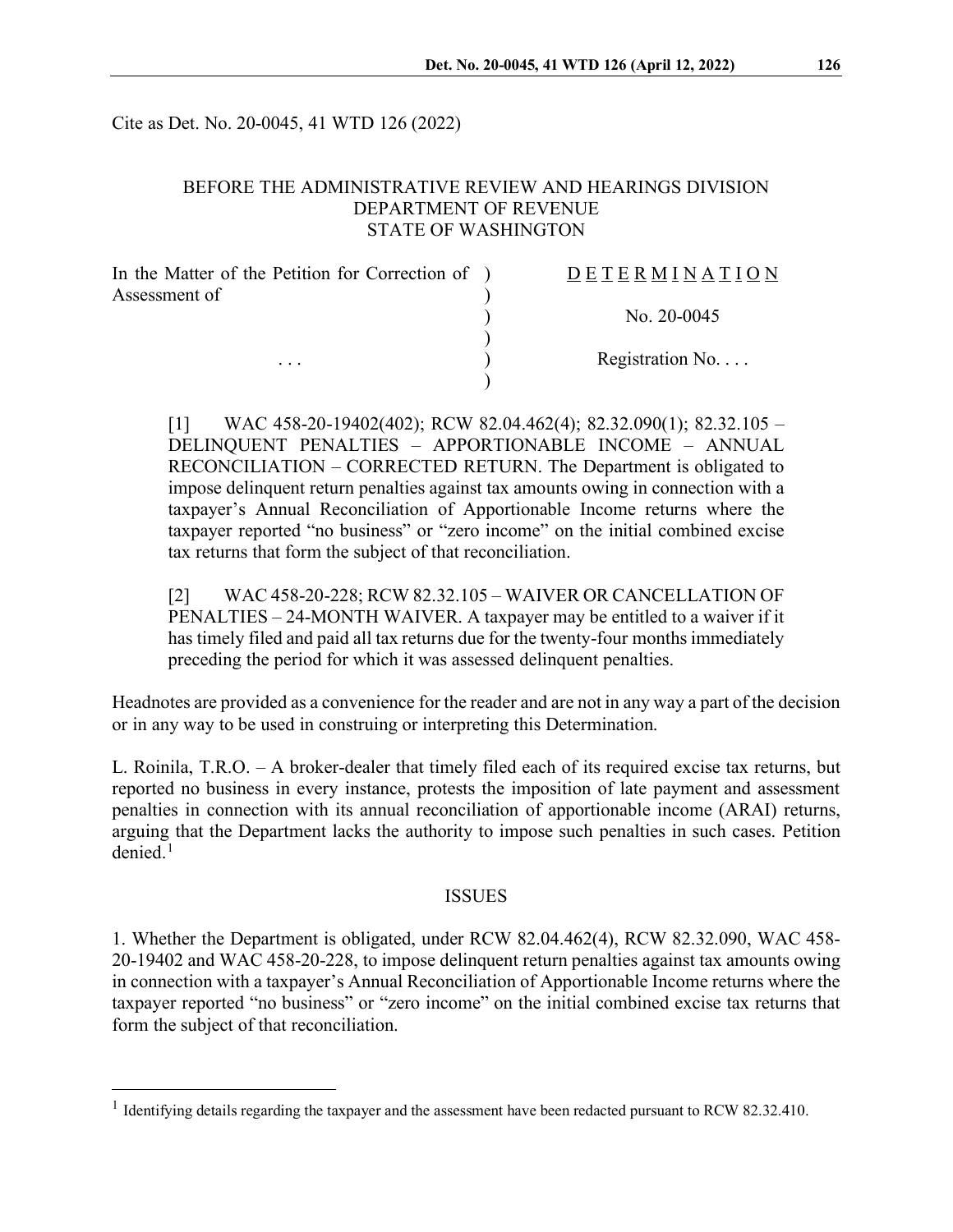Cite as Det. No. 20-0045, 41 WTD 126 (2022)

BEFORE THE ADMINISTRATIVE REVIEW AND HEARINGS DIVISION
DEPARTMENT OF REVENUE
STATE OF WASHINGTON

| In the Matter of the Petition for Correction of Assessment of | D E T E R M I N A T I O N |
|---|---|
| | No. 20-0045 |
| . . . | Registration No. . . . |

[1] WAC 458-20-19402(402); RCW 82.04.462(4); 82.32.090(1); 82.32.105 – DELINQUENT PENALTIES – APPORTIONABLE INCOME – ANNUAL RECONCILIATION – CORRECTED RETURN. The Department is obligated to impose delinquent return penalties against tax amounts owing in connection with a taxpayer's Annual Reconciliation of Apportionable Income returns where the taxpayer reported "no business" or "zero income" on the initial combined excise tax returns that form the subject of that reconciliation.

[2] WAC 458-20-228; RCW 82.32.105 – WAIVER OR CANCELLATION OF PENALTIES – 24-MONTH WAIVER. A taxpayer may be entitled to a waiver if it has timely filed and paid all tax returns due for the twenty-four months immediately preceding the period for which it was assessed delinquent penalties.

Headnotes are provided as a convenience for the reader and are not in any way a part of the decision or in any way to be used in construing or interpreting this Determination.

L. Roinila, T.R.O. – A broker-dealer that timely filed each of its required excise tax returns, but reported no business in every instance, protests the imposition of late payment and assessment penalties in connection with its annual reconciliation of apportionable income (ARAI) returns, arguing that the Department lacks the authority to impose such penalties in such cases. Petition denied.[1]

## ISSUES

1. Whether the Department is obligated, under RCW 82.04.462(4), RCW 82.32.090, WAC 458-20-19402 and WAC 458-20-228, to impose delinquent return penalties against tax amounts owing in connection with a taxpayer's Annual Reconciliation of Apportionable Income returns where the taxpayer reported "no business" or "zero income" on the initial combined excise tax returns that form the subject of that reconciliation.

[1] Identifying details regarding the taxpayer and the assessment have been redacted pursuant to RCW 82.32.410.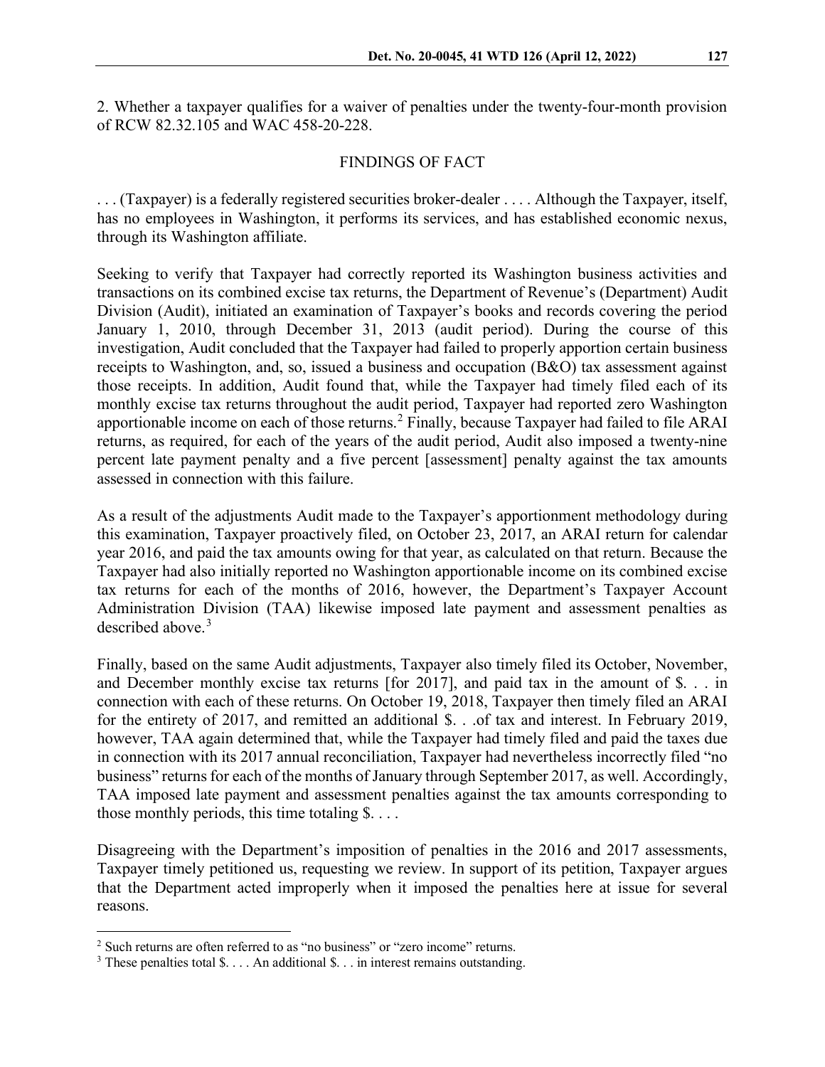2. Whether a taxpayer qualifies for a waiver of penalties under the twenty-four-month provision of RCW 82.32.105 and WAC 458-20-228.

## FINDINGS OF FACT

. . . (Taxpayer) is a federally registered securities broker-dealer . . . . Although the Taxpayer, itself, has no employees in Washington, it performs its services, and has established economic nexus, through its Washington affiliate.

Seeking to verify that Taxpayer had correctly reported its Washington business activities and transactions on its combined excise tax returns, the Department of Revenue's (Department) Audit Division (Audit), initiated an examination of Taxpayer's books and records covering the period January 1, 2010, through December 31, 2013 (audit period). During the course of this investigation, Audit concluded that the Taxpayer had failed to properly apportion certain business receipts to Washington, and, so, issued a business and occupation (B&O) tax assessment against those receipts. In addition, Audit found that, while the Taxpayer had timely filed each of its monthly excise tax returns throughout the audit period, Taxpayer had reported zero Washington apportionable income on each of those returns.[2] Finally, because Taxpayer had failed to file ARAI returns, as required, for each of the years of the audit period, Audit also imposed a twenty-nine percent late payment penalty and a five percent [assessment] penalty against the tax amounts assessed in connection with this failure.

As a result of the adjustments Audit made to the Taxpayer's apportionment methodology during this examination, Taxpayer proactively filed, on October 23, 2017, an ARAI return for calendar year 2016, and paid the tax amounts owing for that year, as calculated on that return. Because the Taxpayer had also initially reported no Washington apportionable income on its combined excise tax returns for each of the months of 2016, however, the Department's Taxpayer Account Administration Division (TAA) likewise imposed late payment and assessment penalties as described above.[3]

Finally, based on the same Audit adjustments, Taxpayer also timely filed its October, November, and December monthly excise tax returns [for 2017], and paid tax in the amount of $. . . in connection with each of these returns. On October 19, 2018, Taxpayer then timely filed an ARAI for the entirety of 2017, and remitted an additional $. . .of tax and interest. In February 2019, however, TAA again determined that, while the Taxpayer had timely filed and paid the taxes due in connection with its 2017 annual reconciliation, Taxpayer had nevertheless incorrectly filed "no business" returns for each of the months of January through September 2017, as well. Accordingly, TAA imposed late payment and assessment penalties against the tax amounts corresponding to those monthly periods, this time totaling $. . . .

Disagreeing with the Department's imposition of penalties in the 2016 and 2017 assessments, Taxpayer timely petitioned us, requesting we review. In support of its petition, Taxpayer argues that the Department acted improperly when it imposed the penalties here at issue for several reasons.

---

[2] Such returns are often referred to as "no business" or "zero income" returns.

[3] These penalties total $. . . . An additional $. . . in interest remains outstanding.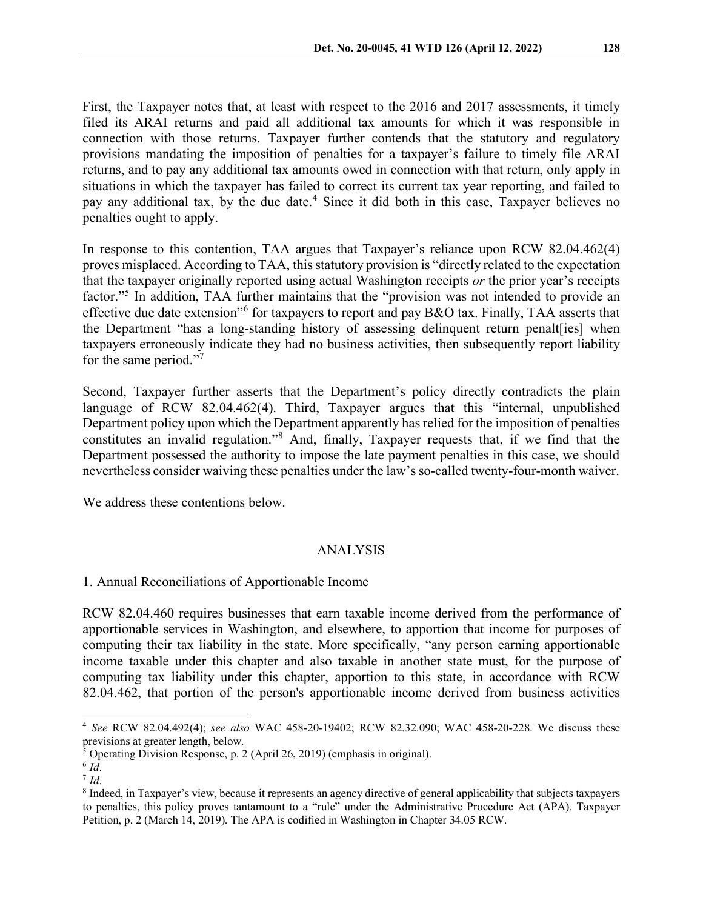First, the Taxpayer notes that, at least with respect to the 2016 and 2017 assessments, it timely filed its ARAI returns and paid all additional tax amounts for which it was responsible in connection with those returns. Taxpayer further contends that the statutory and regulatory provisions mandating the imposition of penalties for a taxpayer's failure to timely file ARAI returns, and to pay any additional tax amounts owed in connection with that return, only apply in situations in which the taxpayer has failed to correct its current tax year reporting, and failed to pay any additional tax, by the due date.[4] Since it did both in this case, Taxpayer believes no penalties ought to apply.

In response to this contention, TAA argues that Taxpayer's reliance upon RCW 82.04.462(4) proves misplaced. According to TAA, this statutory provision is "directly related to the expectation that the taxpayer originally reported using actual Washington receipts *or* the prior year's receipts factor."[5] In addition, TAA further maintains that the "provision was not intended to provide an effective due date extension"[6] for taxpayers to report and pay B&O tax. Finally, TAA asserts that the Department "has a long-standing history of assessing delinquent return penalt[ies] when taxpayers erroneously indicate they had no business activities, then subsequently report liability for the same period."[7]

Second, Taxpayer further asserts that the Department's policy directly contradicts the plain language of RCW 82.04.462(4). Third, Taxpayer argues that this "internal, unpublished Department policy upon which the Department apparently has relied for the imposition of penalties constitutes an invalid regulation."[8] And, finally, Taxpayer requests that, if we find that the Department possessed the authority to impose the late payment penalties in this case, we should nevertheless consider waiving these penalties under the law's so-called twenty-four-month waiver.

We address these contentions below.

## ANALYSIS

### 1. Annual Reconciliations of Apportionable Income

RCW 82.04.460 requires businesses that earn taxable income derived from the performance of apportionable services in Washington, and elsewhere, to apportion that income for purposes of computing their tax liability in the state. More specifically, "any person earning apportionable income taxable under this chapter and also taxable in another state must, for the purpose of computing tax liability under this chapter, apportion to this state, in accordance with RCW 82.04.462, that portion of the person's apportionable income derived from business activities

---

[4] *See* RCW 82.04.492(4); *see also* WAC 458-20-19402; RCW 82.32.090; WAC 458-20-228. We discuss these previsions at greater length, below.

[5] Operating Division Response, p. 2 (April 26, 2019) (emphasis in original).

[6] *Id*.

[7] *Id*.

[8] Indeed, in Taxpayer's view, because it represents an agency directive of general applicability that subjects taxpayers to penalties, this policy proves tantamount to a "rule" under the Administrative Procedure Act (APA). Taxpayer Petition, p. 2 (March 14, 2019). The APA is codified in Washington in Chapter 34.05 RCW.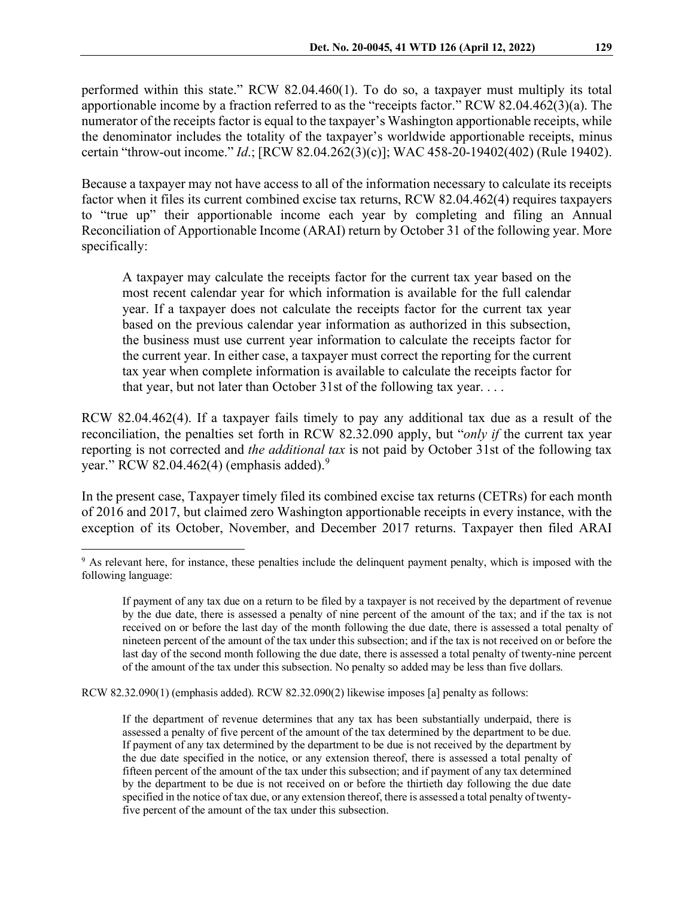performed within this state." RCW 82.04.460(1). To do so, a taxpayer must multiply its total apportionable income by a fraction referred to as the "receipts factor." RCW 82.04.462(3)(a). The numerator of the receipts factor is equal to the taxpayer's Washington apportionable receipts, while the denominator includes the totality of the taxpayer's worldwide apportionable receipts, minus certain "throw-out income." *Id.*; [RCW 82.04.262(3)(c)]; WAC 458-20-19402(402) (Rule 19402).

Because a taxpayer may not have access to all of the information necessary to calculate its receipts factor when it files its current combined excise tax returns, RCW 82.04.462(4) requires taxpayers to "true up" their apportionable income each year by completing and filing an Annual Reconciliation of Apportionable Income (ARAI) return by October 31 of the following year. More specifically:

> A taxpayer may calculate the receipts factor for the current tax year based on the most recent calendar year for which information is available for the full calendar year. If a taxpayer does not calculate the receipts factor for the current tax year based on the previous calendar year information as authorized in this subsection, the business must use current year information to calculate the receipts factor for the current year. In either case, a taxpayer must correct the reporting for the current tax year when complete information is available to calculate the receipts factor for that year, but not later than October 31st of the following tax year. . . .

RCW 82.04.462(4). If a taxpayer fails timely to pay any additional tax due as a result of the reconciliation, the penalties set forth in RCW 82.32.090 apply, but "*only if* the current tax year reporting is not corrected and *the additional tax* is not paid by October 31st of the following tax year." RCW 82.04.462(4) (emphasis added).[9]

In the present case, Taxpayer timely filed its combined excise tax returns (CETRs) for each month of 2016 and 2017, but claimed zero Washington apportionable receipts in every instance, with the exception of its October, November, and December 2017 returns. Taxpayer then filed ARAI

---

[9] As relevant here, for instance, these penalties include the delinquent payment penalty, which is imposed with the following language:

> If payment of any tax due on a return to be filed by a taxpayer is not received by the department of revenue by the due date, there is assessed a penalty of nine percent of the amount of the tax; and if the tax is not received on or before the last day of the month following the due date, there is assessed a total penalty of nineteen percent of the amount of the tax under this subsection; and if the tax is not received on or before the last day of the second month following the due date, there is assessed a total penalty of twenty-nine percent of the amount of the tax under this subsection. No penalty so added may be less than five dollars.

RCW 82.32.090(1) (emphasis added). RCW 82.32.090(2) likewise imposes [a] penalty as follows:

> If the department of revenue determines that any tax has been substantially underpaid, there is assessed a penalty of five percent of the amount of the tax determined by the department to be due. If payment of any tax determined by the department to be due is not received by the department by the due date specified in the notice, or any extension thereof, there is assessed a total penalty of fifteen percent of the amount of the tax under this subsection; and if payment of any tax determined by the department to be due is not received on or before the thirtieth day following the due date specified in the notice of tax due, or any extension thereof, there is assessed a total penalty of twenty-five percent of the amount of the tax under this subsection.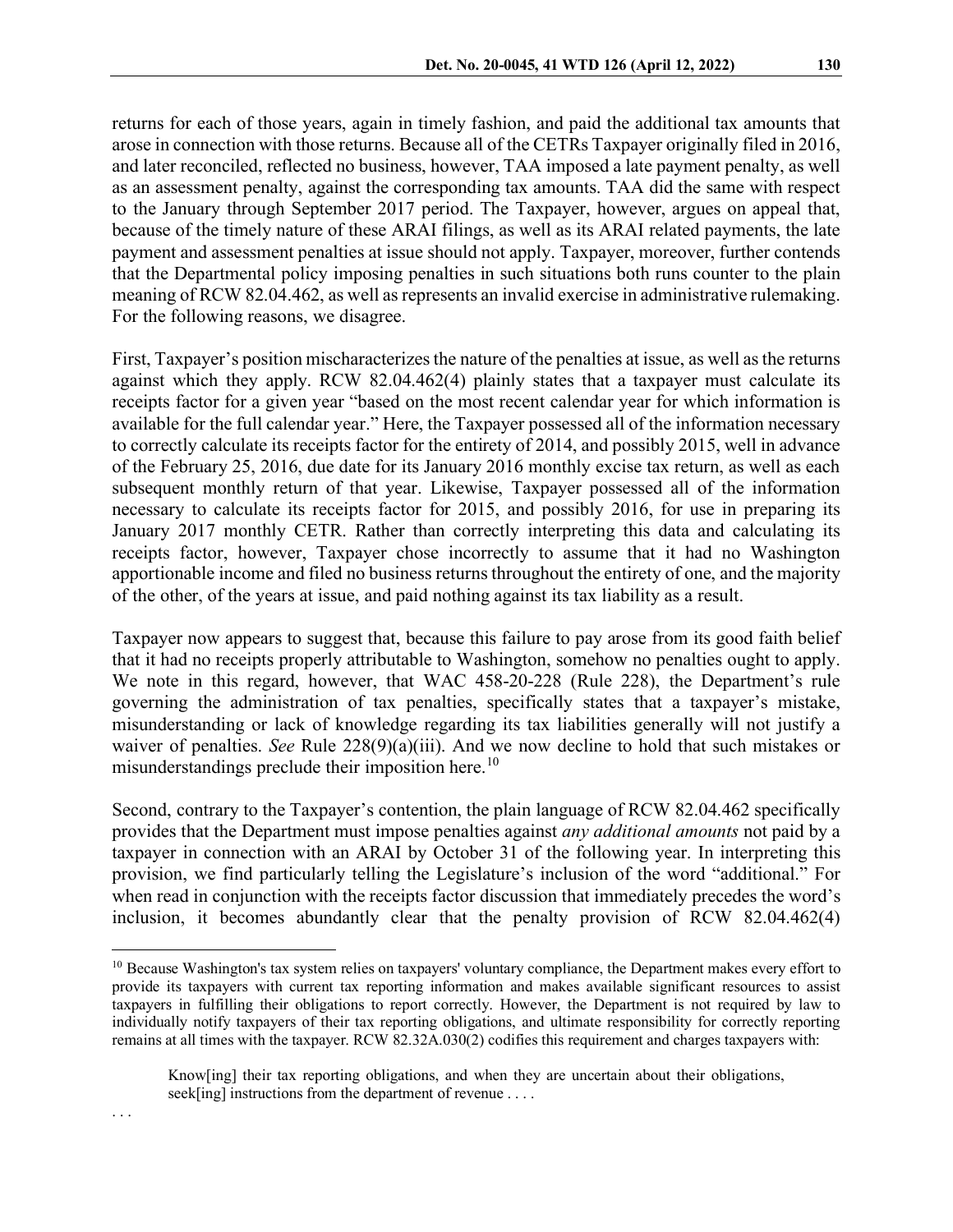returns for each of those years, again in timely fashion, and paid the additional tax amounts that arose in connection with those returns. Because all of the CETRs Taxpayer originally filed in 2016, and later reconciled, reflected no business, however, TAA imposed a late payment penalty, as well as an assessment penalty, against the corresponding tax amounts. TAA did the same with respect to the January through September 2017 period. The Taxpayer, however, argues on appeal that, because of the timely nature of these ARAI filings, as well as its ARAI related payments, the late payment and assessment penalties at issue should not apply. Taxpayer, moreover, further contends that the Departmental policy imposing penalties in such situations both runs counter to the plain meaning of RCW 82.04.462, as well as represents an invalid exercise in administrative rulemaking. For the following reasons, we disagree.

First, Taxpayer's position mischaracterizes the nature of the penalties at issue, as well as the returns against which they apply. RCW 82.04.462(4) plainly states that a taxpayer must calculate its receipts factor for a given year "based on the most recent calendar year for which information is available for the full calendar year." Here, the Taxpayer possessed all of the information necessary to correctly calculate its receipts factor for the entirety of 2014, and possibly 2015, well in advance of the February 25, 2016, due date for its January 2016 monthly excise tax return, as well as each subsequent monthly return of that year. Likewise, Taxpayer possessed all of the information necessary to calculate its receipts factor for 2015, and possibly 2016, for use in preparing its January 2017 monthly CETR. Rather than correctly interpreting this data and calculating its receipts factor, however, Taxpayer chose incorrectly to assume that it had no Washington apportionable income and filed no business returns throughout the entirety of one, and the majority of the other, of the years at issue, and paid nothing against its tax liability as a result.

Taxpayer now appears to suggest that, because this failure to pay arose from its good faith belief that it had no receipts properly attributable to Washington, somehow no penalties ought to apply. We note in this regard, however, that WAC 458-20-228 (Rule 228), the Department's rule governing the administration of tax penalties, specifically states that a taxpayer's mistake, misunderstanding or lack of knowledge regarding its tax liabilities generally will not justify a waiver of penalties. *See* Rule 228(9)(a)(iii). And we now decline to hold that such mistakes or misunderstandings preclude their imposition here.[10]

Second, contrary to the Taxpayer's contention, the plain language of RCW 82.04.462 specifically provides that the Department must impose penalties against *any additional amounts* not paid by a taxpayer in connection with an ARAI by October 31 of the following year. In interpreting this provision, we find particularly telling the Legislature's inclusion of the word "additional." For when read in conjunction with the receipts factor discussion that immediately precedes the word's inclusion, it becomes abundantly clear that the penalty provision of RCW 82.04.462(4)

---

[10] Because Washington's tax system relies on taxpayers' voluntary compliance, the Department makes every effort to provide its taxpayers with current tax reporting information and makes available significant resources to assist taxpayers in fulfilling their obligations to report correctly. However, the Department is not required by law to individually notify taxpayers of their tax reporting obligations, and ultimate responsibility for correctly reporting remains at all times with the taxpayer. RCW 82.32A.030(2) codifies this requirement and charges taxpayers with:

> Know[ing] their tax reporting obligations, and when they are uncertain about their obligations, seek[ing] instructions from the department of revenue . . . .

. . .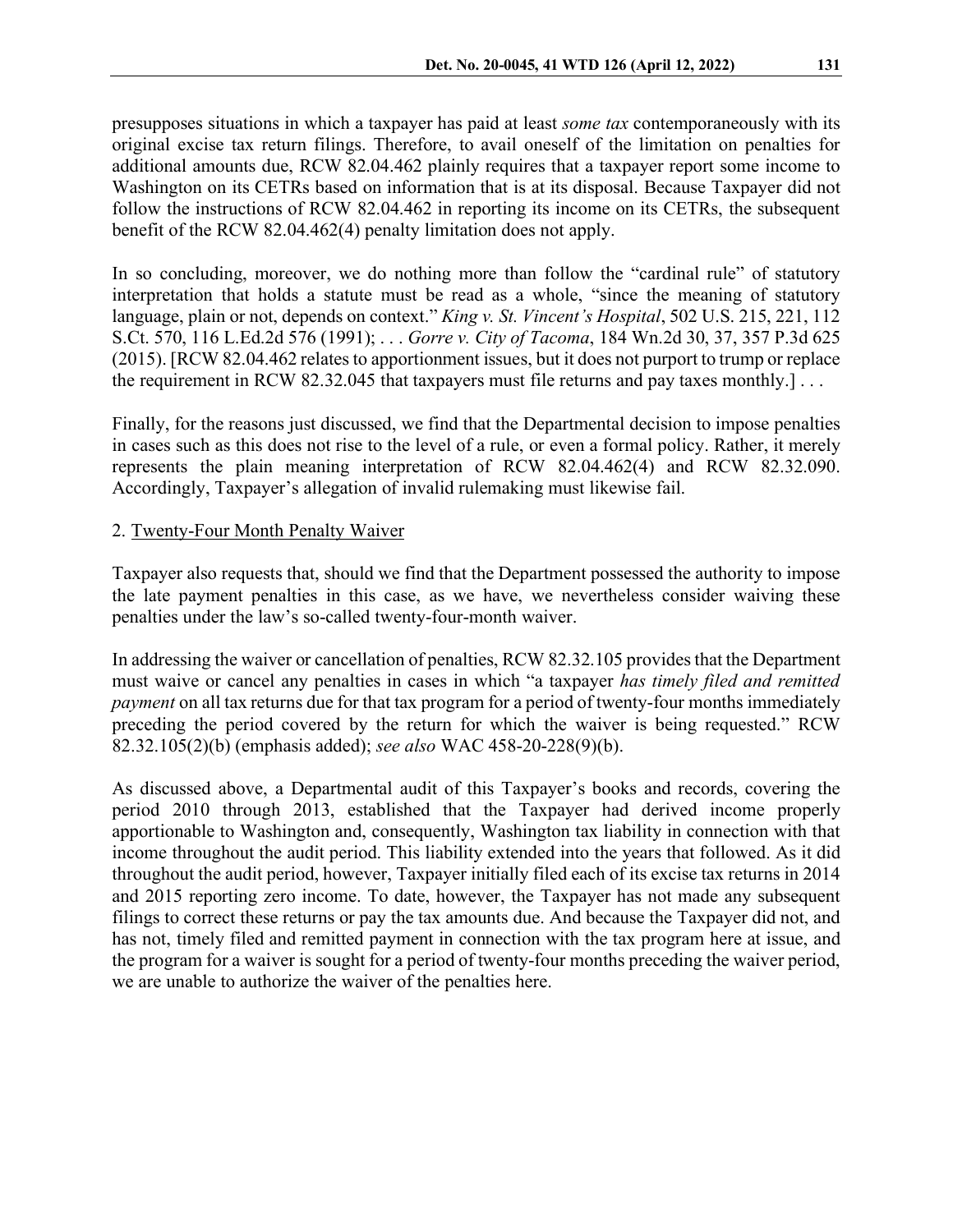presupposes situations in which a taxpayer has paid at least *some tax* contemporaneously with its original excise tax return filings. Therefore, to avail oneself of the limitation on penalties for additional amounts due, RCW 82.04.462 plainly requires that a taxpayer report some income to Washington on its CETRs based on information that is at its disposal. Because Taxpayer did not follow the instructions of RCW 82.04.462 in reporting its income on its CETRs, the subsequent benefit of the RCW 82.04.462(4) penalty limitation does not apply.

In so concluding, moreover, we do nothing more than follow the "cardinal rule" of statutory interpretation that holds a statute must be read as a whole, "since the meaning of statutory language, plain or not, depends on context." *King v. St. Vincent's Hospital*, 502 U.S. 215, 221, 112 S.Ct. 570, 116 L.Ed.2d 576 (1991); . . . *Gorre v. City of Tacoma*, 184 Wn.2d 30, 37, 357 P.3d 625 (2015). [RCW 82.04.462 relates to apportionment issues, but it does not purport to trump or replace the requirement in RCW 82.32.045 that taxpayers must file returns and pay taxes monthly.] . . .

Finally, for the reasons just discussed, we find that the Departmental decision to impose penalties in cases such as this does not rise to the level of a rule, or even a formal policy. Rather, it merely represents the plain meaning interpretation of RCW 82.04.462(4) and RCW 82.32.090. Accordingly, Taxpayer's allegation of invalid rulemaking must likewise fail.

2. <u>Twenty-Four Month Penalty Waiver</u>

Taxpayer also requests that, should we find that the Department possessed the authority to impose the late payment penalties in this case, as we have, we nevertheless consider waiving these penalties under the law's so-called twenty-four-month waiver.

In addressing the waiver or cancellation of penalties, RCW 82.32.105 provides that the Department must waive or cancel any penalties in cases in which "a taxpayer *has timely filed and remitted payment* on all tax returns due for that tax program for a period of twenty-four months immediately preceding the period covered by the return for which the waiver is being requested." RCW 82.32.105(2)(b) (emphasis added); *see also* WAC 458-20-228(9)(b).

As discussed above, a Departmental audit of this Taxpayer's books and records, covering the period 2010 through 2013, established that the Taxpayer had derived income properly apportionable to Washington and, consequently, Washington tax liability in connection with that income throughout the audit period. This liability extended into the years that followed. As it did throughout the audit period, however, Taxpayer initially filed each of its excise tax returns in 2014 and 2015 reporting zero income. To date, however, the Taxpayer has not made any subsequent filings to correct these returns or pay the tax amounts due. And because the Taxpayer did not, and has not, timely filed and remitted payment in connection with the tax program here at issue, and the program for a waiver is sought for a period of twenty-four months preceding the waiver period, we are unable to authorize the waiver of the penalties here.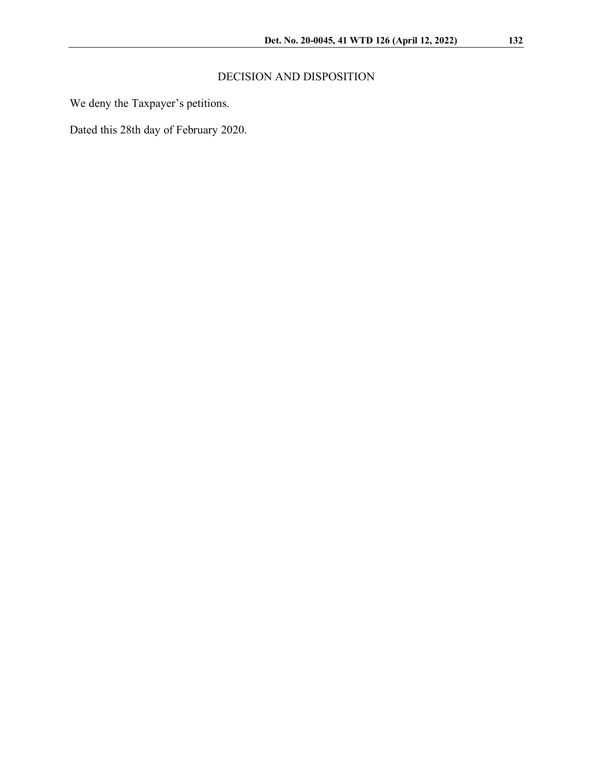## DECISION AND DISPOSITION

We deny the Taxpayer's petitions.

Dated this 28th day of February 2020.